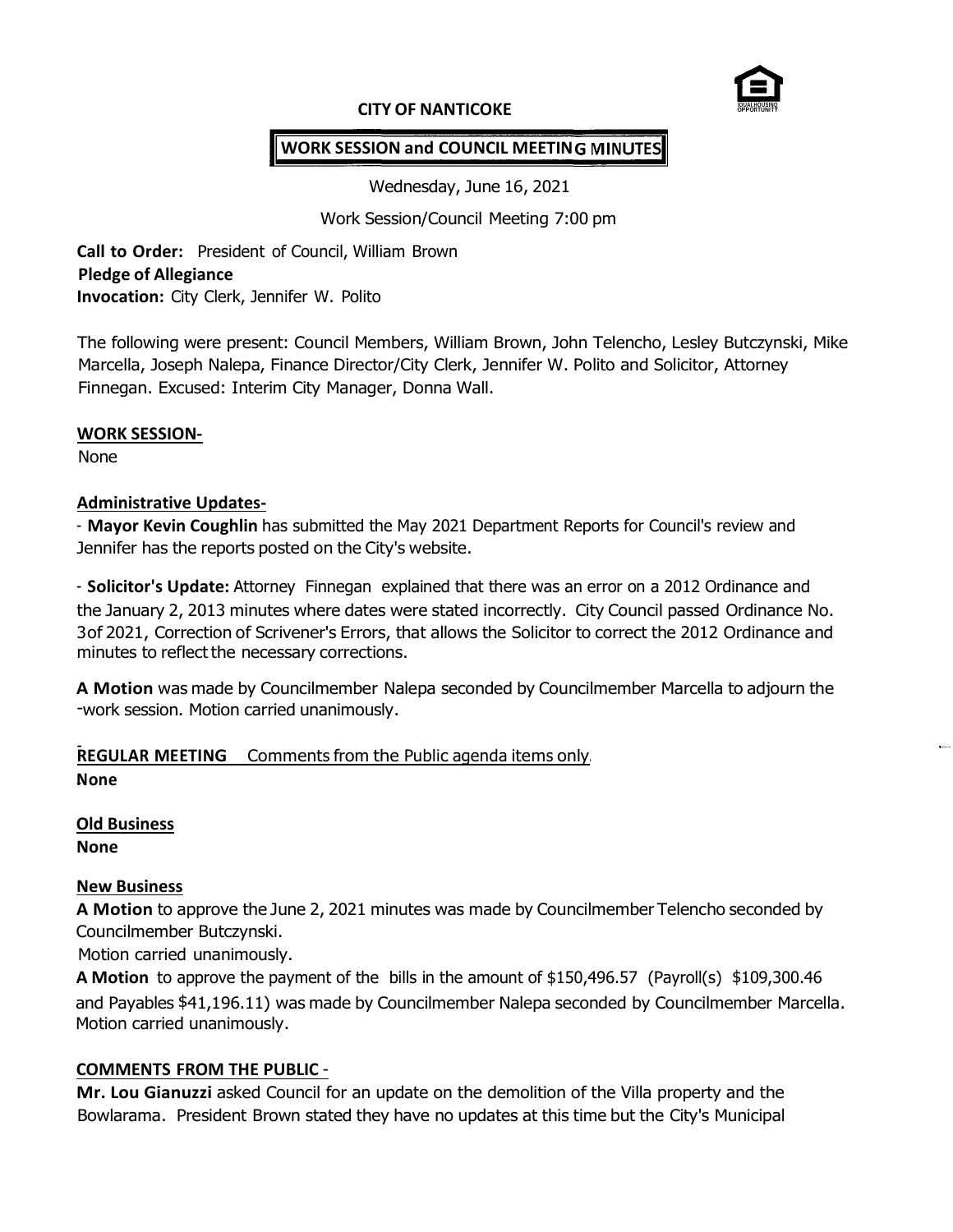**CITY OF NANTICOKE**

**WORK SESSION and COUNCIL MEETING MINUTES**

Wednesday, June 16, 2021

Work Session/Council Meeting 7:00 pm

**Call to Order:** President of Council, William Brown
**Pledge of Allegiance**
**Invocation:** City Clerk, Jennifer W. Polito

The following were present: Council Members, William Brown, John Telencho, Lesley Butczynski, Mike Marcella, Joseph Nalepa, Finance Director/City Clerk, Jennifer W. Polito and Solicitor, Attorney Finnegan. Excused: Interim City Manager, Donna Wall.

**WORK SESSION-**

None

**Administrative Updates-**

- **Mayor Kevin Coughlin** has submitted the May 2021 Department Reports for Council's review and Jennifer has the reports posted on the City's website.

- **Solicitor's Update:** Attorney Finnegan explained that there was an error on a 2012 Ordinance and the January 2, 2013 minutes where dates were stated incorrectly. City Council passed Ordinance No. 3of 2021, Correction of Scrivener's Errors, that allows the Solicitor to correct the 2012 Ordinance and minutes to reflect the necessary corrections.

**A Motion** was made by Councilmember Nalepa seconded by Councilmember Marcella to adjourn the -work session. Motion carried unanimously.

**REGULAR MEETING** Comments from the Public agenda items only.
**None**

**Old Business**
**None**

**New Business**
**A Motion** to approve the June 2, 2021 minutes was made by Councilmember Telencho seconded by Councilmember Butczynski.
Motion carried unanimously.
**A Motion** to approve the payment of the bills in the amount of $150,496.57 (Payroll(s) $109,300.46 and Payables $41,196.11) was made by Councilmember Nalepa seconded by Councilmember Marcella. Motion carried unanimously.

**COMMENTS FROM THE PUBLIC -**
**Mr. Lou Gianuzzi** asked Council for an update on the demolition of the Villa property and the Bowlarama. President Brown stated they have no updates at this time but the City's Municipal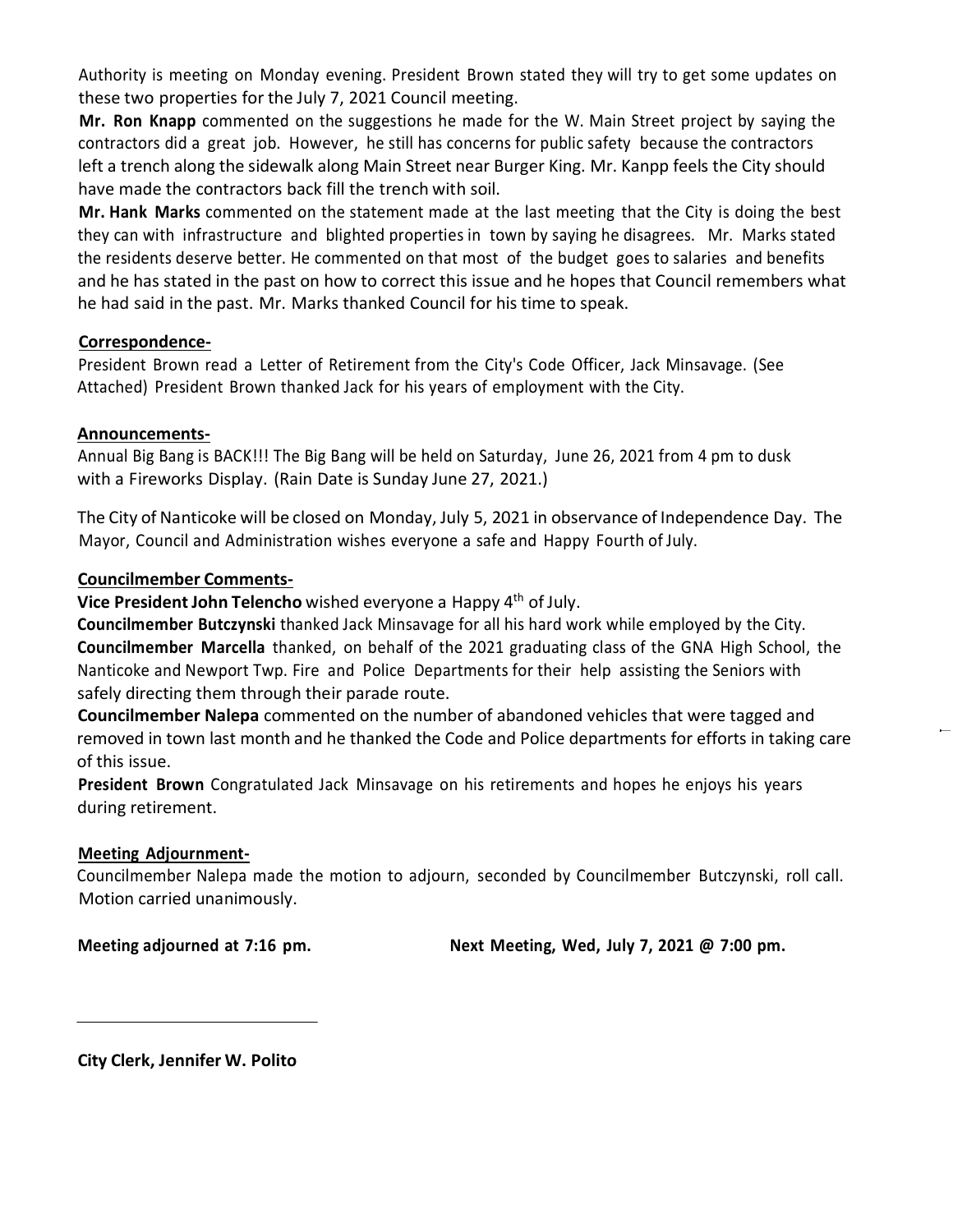Authority is meeting on Monday evening. President Brown stated they will try to get some updates on these two properties for the July 7, 2021 Council meeting.

**Mr. Ron Knapp** commented on the suggestions he made for the W. Main Street project by saying the contractors did a great job. However, he still has concerns for public safety because the contractors left a trench along the sidewalk along Main Street near Burger King. Mr. Kanpp feels the City should have made the contractors back fill the trench with soil.

**Mr. Hank Marks** commented on the statement made at the last meeting that the City is doing the best they can with infrastructure and blighted properties in town by saying he disagrees. Mr. Marks stated the residents deserve better. He commented on that most of the budget goes to salaries and benefits and he has stated in the past on how to correct this issue and he hopes that Council remembers what he had said in the past. Mr. Marks thanked Council for his time to speak.

**Correspondence-**

President Brown read a Letter of Retirement from the City's Code Officer, Jack Minsavage. (See Attached) President Brown thanked Jack for his years of employment with the City.

**Announcements-**

Annual Big Bang is BACK!!! The Big Bang will be held on Saturday, June 26, 2021 from 4 pm to dusk with a Fireworks Display. (Rain Date is Sunday June 27, 2021.)

The City of Nanticoke will be closed on Monday, July 5, 2021 in observance of Independence Day. The Mayor, Council and Administration wishes everyone a safe and Happy Fourth of July.

**Councilmember Comments-**

**Vice President John Telencho** wished everyone a Happy 4th of July.

**Councilmember Butczynski** thanked Jack Minsavage for all his hard work while employed by the City.

**Councilmember Marcella** thanked, on behalf of the 2021 graduating class of the GNA High School, the Nanticoke and Newport Twp. Fire and Police Departments for their help assisting the Seniors with safely directing them through their parade route.

**Councilmember Nalepa** commented on the number of abandoned vehicles that were tagged and removed in town last month and he thanked the Code and Police departments for efforts in taking care of this issue.

**President Brown** Congratulated Jack Minsavage on his retirements and hopes he enjoys his years during retirement.

**Meeting Adjournment-**

Councilmember Nalepa made the motion to adjourn, seconded by Councilmember Butczynski, roll call. Motion carried unanimously.

**Meeting adjourned at 7:16 pm.** **Next Meeting, Wed, July 7, 2021 @ 7:00 pm.**

**City Clerk, Jennifer W. Polito**